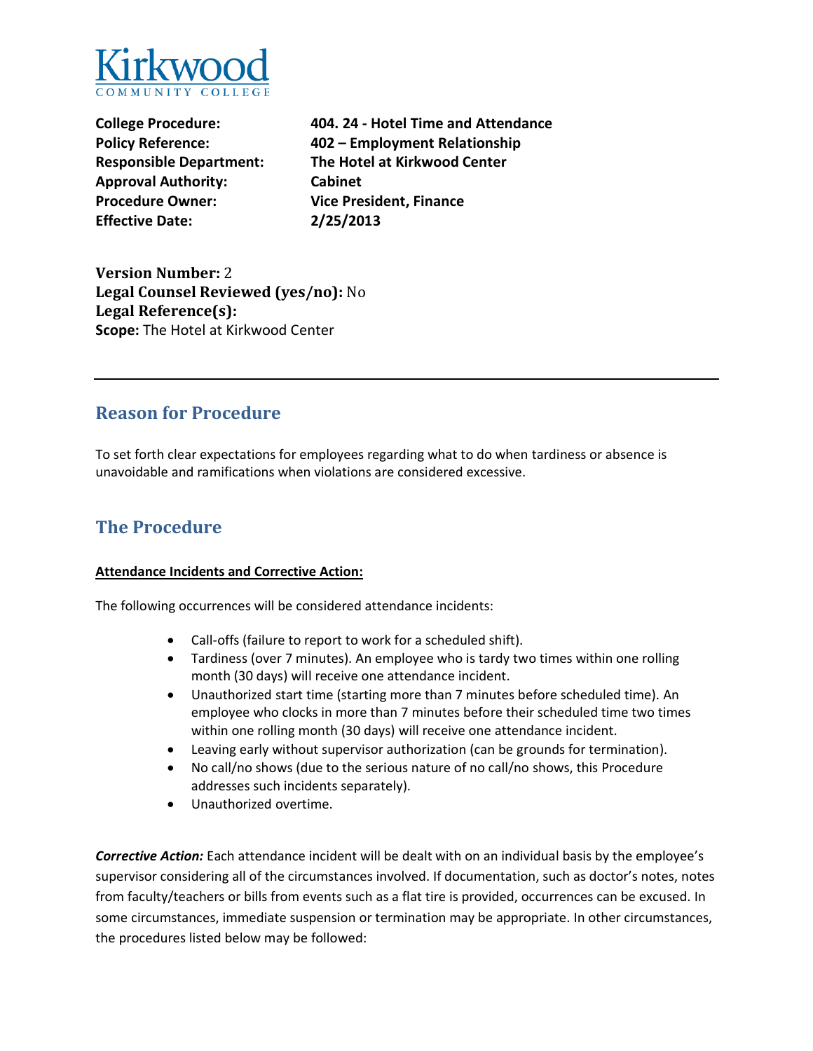Kirkwood
COMMUNITY COLLEGE

**College Procedure:** **404. 24 - Hotel Time and Attendance**
**Policy Reference:** **402 – Employment Relationship**
**Responsible Department:** **The Hotel at Kirkwood Center**
**Approval Authority:** **Cabinet**
**Procedure Owner:** **Vice President, Finance**
**Effective Date:** **2/25/2013**

**Version Number:** 2
**Legal Counsel Reviewed (yes/no):** No
**Legal Reference(s):**
**Scope:** The Hotel at Kirkwood Center

---

## Reason for Procedure

To set forth clear expectations for employees regarding what to do when tardiness or absence is unavoidable and ramifications when violations are considered excessive.

## The Procedure

**Attendance Incidents and Corrective Action:**

The following occurrences will be considered attendance incidents:

- Call-offs (failure to report to work for a scheduled shift).
- Tardiness (over 7 minutes). An employee who is tardy two times within one rolling month (30 days) will receive one attendance incident.
- Unauthorized start time (starting more than 7 minutes before scheduled time). An employee who clocks in more than 7 minutes before their scheduled time two times within one rolling month (30 days) will receive one attendance incident.
- Leaving early without supervisor authorization (can be grounds for termination).
- No call/no shows (due to the serious nature of no call/no shows, this Procedure addresses such incidents separately).
- Unauthorized overtime.

***Corrective Action:*** Each attendance incident will be dealt with on an individual basis by the employee's supervisor considering all of the circumstances involved. If documentation, such as doctor's notes, notes from faculty/teachers or bills from events such as a flat tire is provided, occurrences can be excused. In some circumstances, immediate suspension or termination may be appropriate. In other circumstances, the procedures listed below may be followed: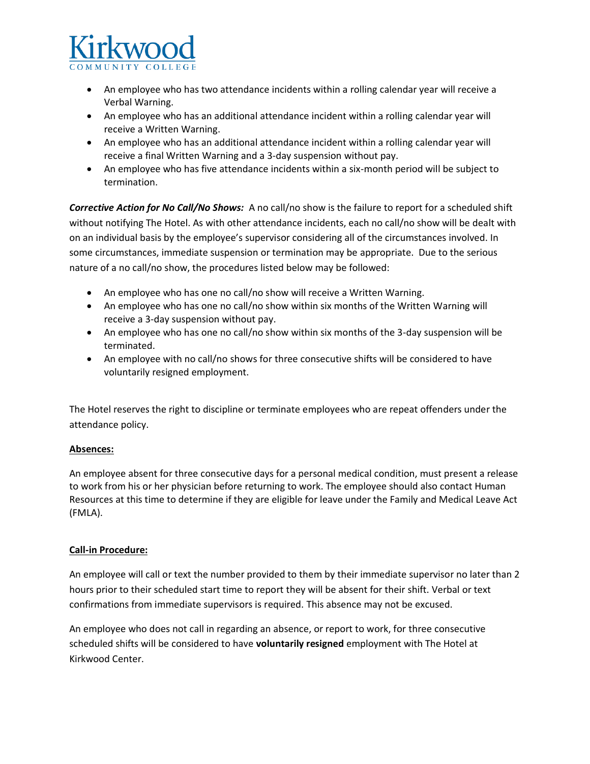- An employee who has two attendance incidents within a rolling calendar year will receive a Verbal Warning.
- An employee who has an additional attendance incident within a rolling calendar year will receive a Written Warning.
- An employee who has an additional attendance incident within a rolling calendar year will receive a final Written Warning and a 3-day suspension without pay.
- An employee who has five attendance incidents within a six-month period will be subject to termination.

***Corrective Action for No Call/No Shows:*** A no call/no show is the failure to report for a scheduled shift without notifying The Hotel. As with other attendance incidents, each no call/no show will be dealt with on an individual basis by the employee's supervisor considering all of the circumstances involved. In some circumstances, immediate suspension or termination may be appropriate. Due to the serious nature of a no call/no show, the procedures listed below may be followed:

- An employee who has one no call/no show will receive a Written Warning.
- An employee who has one no call/no show within six months of the Written Warning will receive a 3-day suspension without pay.
- An employee who has one no call/no show within six months of the 3-day suspension will be terminated.
- An employee with no call/no shows for three consecutive shifts will be considered to have voluntarily resigned employment.

The Hotel reserves the right to discipline or terminate employees who are repeat offenders under the attendance policy.

**Absences:**

An employee absent for three consecutive days for a personal medical condition, must present a release to work from his or her physician before returning to work. The employee should also contact Human Resources at this time to determine if they are eligible for leave under the Family and Medical Leave Act (FMLA).

**Call-in Procedure:**

An employee will call or text the number provided to them by their immediate supervisor no later than 2 hours prior to their scheduled start time to report they will be absent for their shift. Verbal or text confirmations from immediate supervisors is required. This absence may not be excused.

An employee who does not call in regarding an absence, or report to work, for three consecutive scheduled shifts will be considered to have **voluntarily resigned** employment with The Hotel at Kirkwood Center.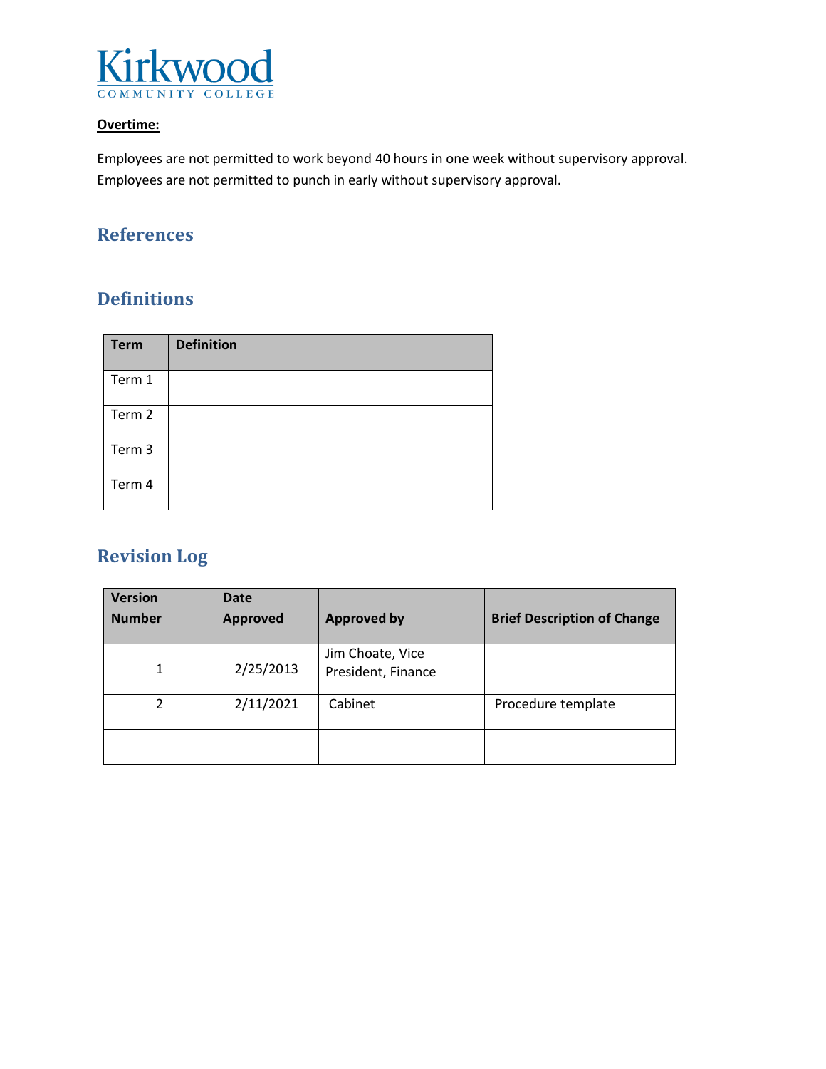**Overtime:**

Employees are not permitted to work beyond 40 hours in one week without supervisory approval. Employees are not permitted to punch in early without supervisory approval.

## References

## Definitions

| Term | Definition |
|---|---|
| Term 1 | |
| Term 2 | |
| Term 3 | |
| Term 4 | |

## Revision Log

| Version Number | Date Approved | Approved by | Brief Description of Change |
|---|---|---|---|
| 1 | 2/25/2013 | Jim Choate, Vice President, Finance | |
| 2 | 2/11/2021 | Cabinet | Procedure template |
| | | | |